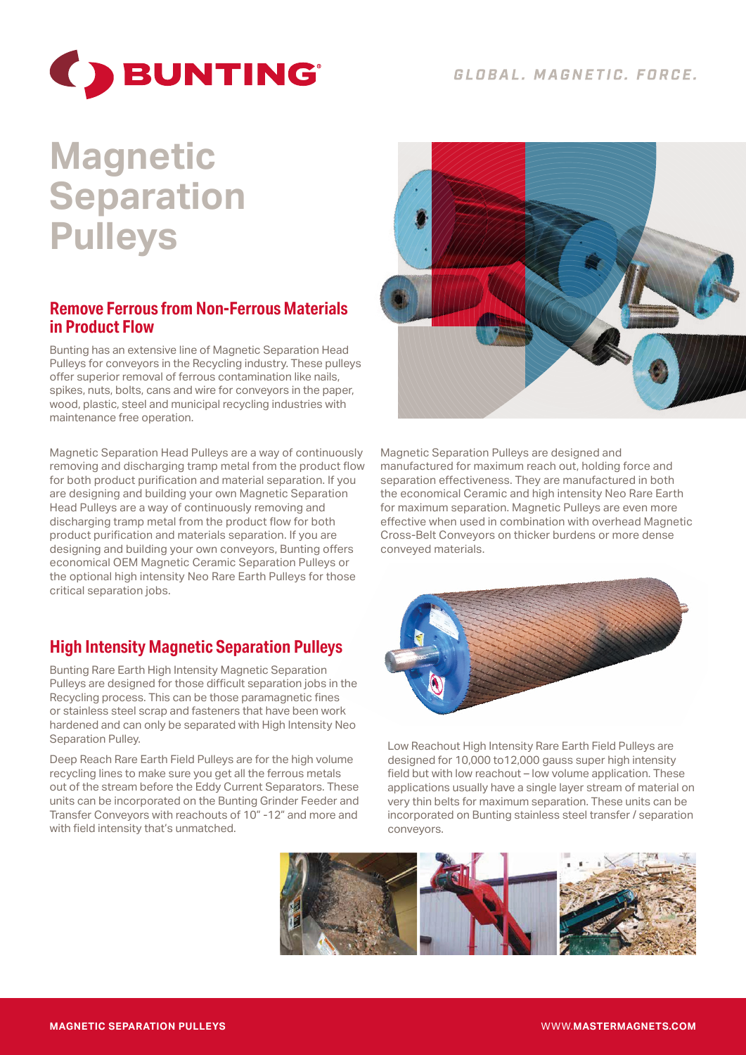BUNTING®

*GLOBAL. MAGNETIC. FORCE.*

# Magnetic Separation Pulleys

## Remove Ferrous from Non-Ferrous Materials in Product Flow

Bunting has an extensive line of Magnetic Separation Head Pulleys for conveyors in the Recycling industry. These pulleys offer superior removal of ferrous contamination like nails, spikes, nuts, bolts, cans and wire for conveyors in the paper, wood, plastic, steel and municipal recycling industries with maintenance free operation.

Magnetic Separation Head Pulleys are a way of continuously removing and discharging tramp metal from the product flow for both product purification and material separation. If you are designing and building your own Magnetic Separation Head Pulleys are a way of continuously removing and discharging tramp metal from the product flow for both product purification and materials separation. If you are designing and building your own conveyors, Bunting offers economical OEM Magnetic Ceramic Separation Pulleys or the optional high intensity Neo Rare Earth Pulleys for those critical separation jobs.

Magnetic Separation Pulleys are designed and manufactured for maximum reach out, holding force and separation effectiveness. They are manufactured in both the economical Ceramic and high intensity Neo Rare Earth for maximum separation. Magnetic Pulleys are even more effective when used in combination with overhead Magnetic Cross-Belt Conveyors on thicker burdens or more dense conveyed materials.

## High Intensity Magnetic Separation Pulleys

Bunting Rare Earth High Intensity Magnetic Separation Pulleys are designed for those difficult separation jobs in the Recycling process. This can be those paramagnetic fines or stainless steel scrap and fasteners that have been work hardened and can only be separated with High Intensity Neo Separation Pulley.

Deep Reach Rare Earth Field Pulleys are for the high volume recycling lines to make sure you get all the ferrous metals out of the stream before the Eddy Current Separators. These units can be incorporated on the Bunting Grinder Feeder and Transfer Conveyors with reachouts of 10" -12" and more and with field intensity that's unmatched.

Low Reachout High Intensity Rare Earth Field Pulleys are designed for 10,000 to12,000 gauss super high intensity field but with low reachout – low volume application. These applications usually have a single layer stream of material on very thin belts for maximum separation. These units can be incorporated on Bunting stainless steel transfer / separation conveyors.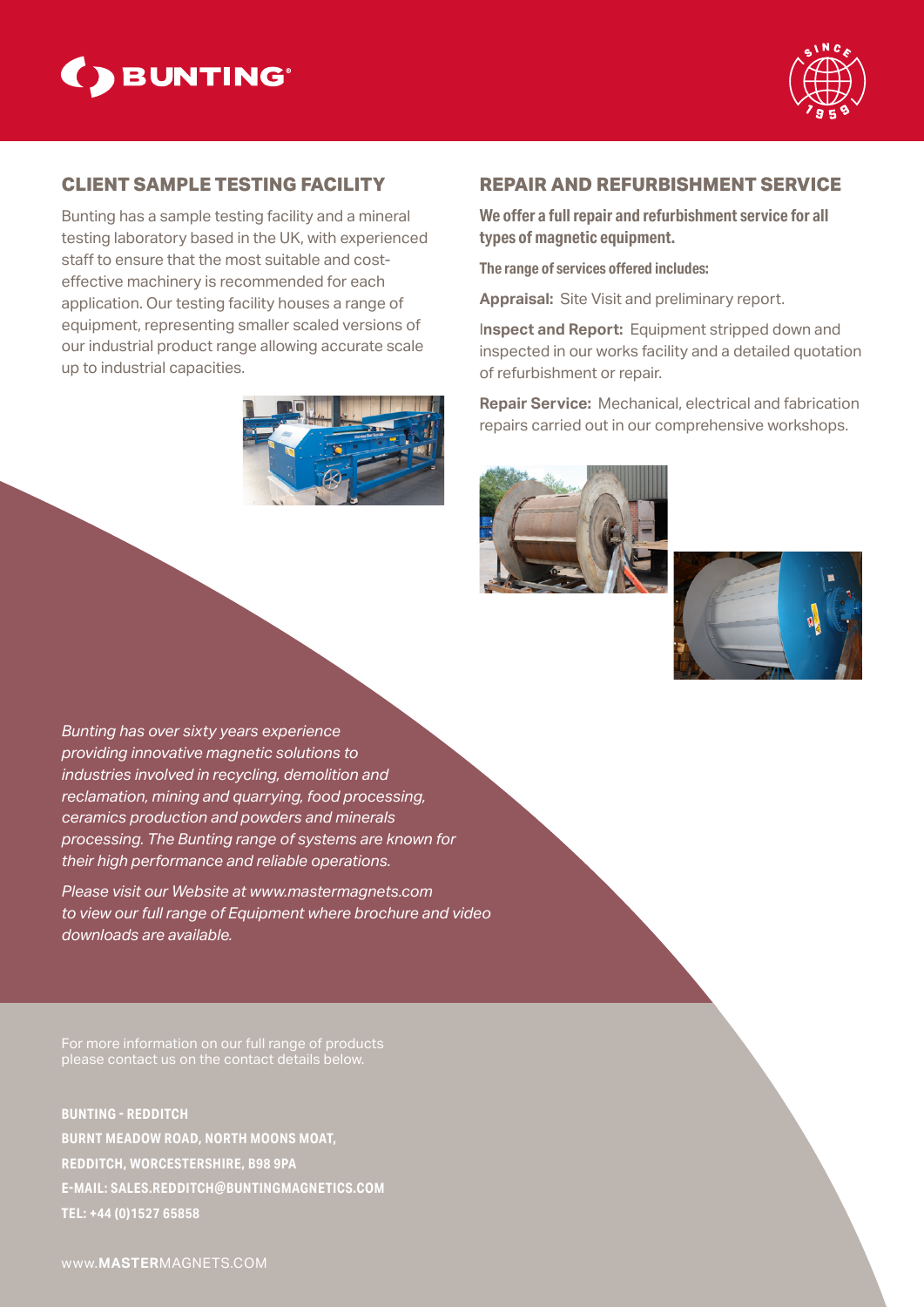## CLIENT SAMPLE TESTING FACILITY

Bunting has a sample testing facility and a mineral testing laboratory based in the UK, with experienced staff to ensure that the most suitable and cost-effective machinery is recommended for each application. Our testing facility houses a range of equipment, representing smaller scaled versions of our industrial product range allowing accurate scale up to industrial capacities.

## REPAIR AND REFURBISHMENT SERVICE

**We offer a full repair and refurbishment service for all types of magnetic equipment.**

**The range of services offered includes:**

**Appraisal:** Site Visit and preliminary report.

**Inspect and Report:** Equipment stripped down and inspected in our works facility and a detailed quotation of refurbishment or repair.

**Repair Service:** Mechanical, electrical and fabrication repairs carried out in our comprehensive workshops.

*Bunting has over sixty years experience providing innovative magnetic solutions to industries involved in recycling, demolition and reclamation, mining and quarrying, food processing, ceramics production and powders and minerals processing. The Bunting range of systems are known for their high performance and reliable operations.*

*Please visit our Website at www.mastermagnets.com to view our full range of Equipment where brochure and video downloads are available.*

For more information on our full range of products please contact us on the contact details below.

**BUNTING - REDDITCH**
**BURNT MEADOW ROAD, NORTH MOONS MOAT,**
**REDDITCH, WORCESTERSHIRE, B98 9PA**
**E-MAIL: SALES.REDDITCH@BUNTINGMAGNETICS.COM**
**TEL: +44 (0)1527 65858**

www.**MASTER**MAGNETS.COM